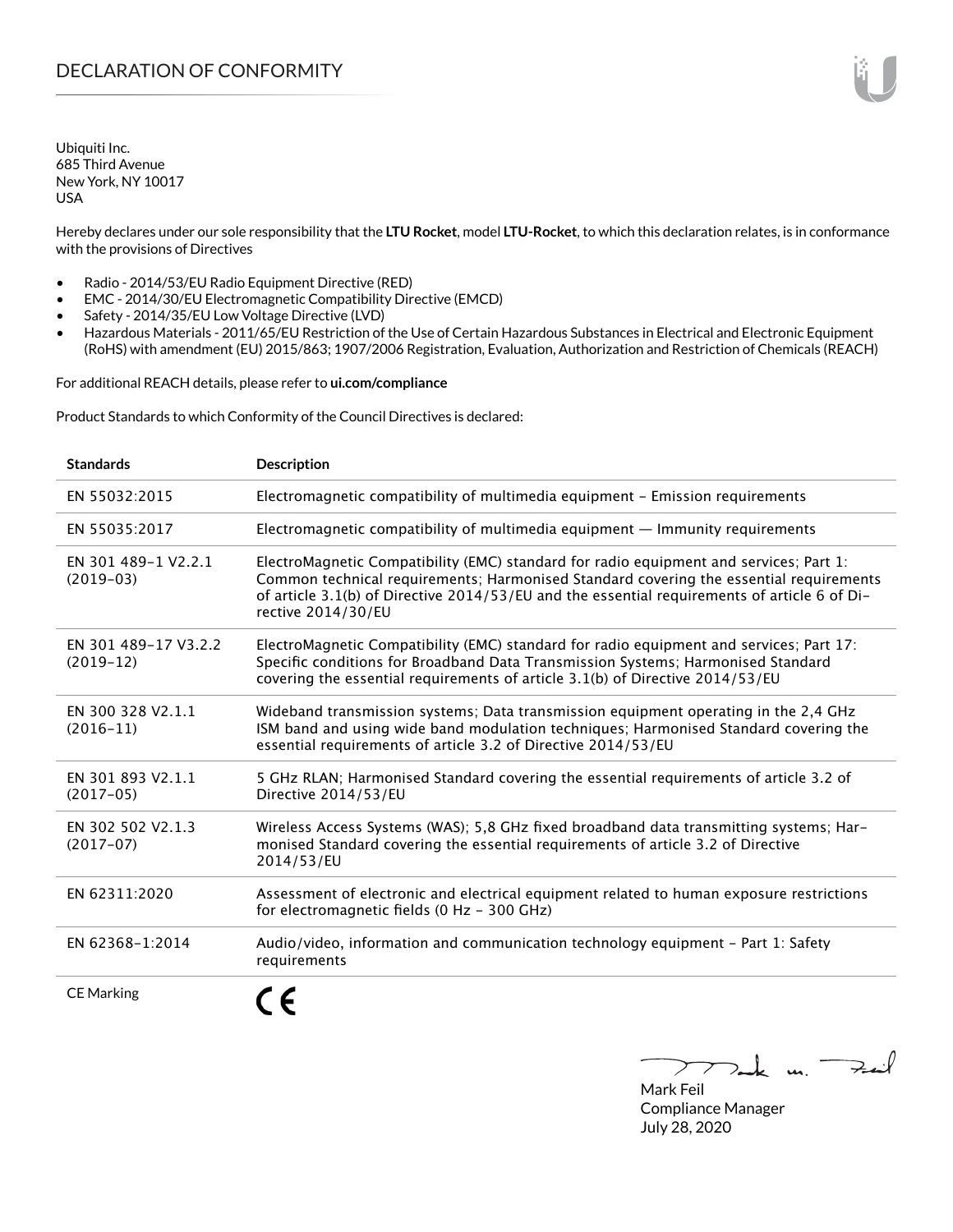# DECLARATION OF CONFORMITY

Ubiquiti Inc.
685 Third Avenue
New York, NY 10017
USA

Hereby declares under our sole responsibility that the **LTU Rocket**, model **LTU-Rocket**, to which this declaration relates, is in conformance with the provisions of Directives

- Radio - 2014/53/EU Radio Equipment Directive (RED)
- EMC - 2014/30/EU Electromagnetic Compatibility Directive (EMCD)
- Safety - 2014/35/EU Low Voltage Directive (LVD)
- Hazardous Materials - 2011/65/EU Restriction of the Use of Certain Hazardous Substances in Electrical and Electronic Equipment (RoHS) with amendment (EU) 2015/863; 1907/2006 Registration, Evaluation, Authorization and Restriction of Chemicals (REACH)

For additional REACH details, please refer to **ui.com/compliance**

Product Standards to which Conformity of the Council Directives is declared:

| Standards | Description |
|---|---|
| EN 55032:2015 | Electromagnetic compatibility of multimedia equipment – Emission requirements |
| EN 55035:2017 | Electromagnetic compatibility of multimedia equipment — Immunity requirements |
| EN 301 489-1 V2.2.1 (2019-03) | ElectroMagnetic Compatibility (EMC) standard for radio equipment and services; Part 1: Common technical requirements; Harmonised Standard covering the essential requirements of article 3.1(b) of Directive 2014/53/EU and the essential requirements of article 6 of Directive 2014/30/EU |
| EN 301 489-17 V3.2.2 (2019-12) | ElectroMagnetic Compatibility (EMC) standard for radio equipment and services; Part 17: Specific conditions for Broadband Data Transmission Systems; Harmonised Standard covering the essential requirements of article 3.1(b) of Directive 2014/53/EU |
| EN 300 328 V2.1.1 (2016-11) | Wideband transmission systems; Data transmission equipment operating in the 2,4 GHz ISM band and using wide band modulation techniques; Harmonised Standard covering the essential requirements of article 3.2 of Directive 2014/53/EU |
| EN 301 893 V2.1.1 (2017-05) | 5 GHz RLAN; Harmonised Standard covering the essential requirements of article 3.2 of Directive 2014/53/EU |
| EN 302 502 V2.1.3 (2017-07) | Wireless Access Systems (WAS); 5,8 GHz fixed broadband data transmitting systems; Harmonised Standard covering the essential requirements of article 3.2 of Directive 2014/53/EU |
| EN 62311:2020 | Assessment of electronic and electrical equipment related to human exposure restrictions for electromagnetic fields (0 Hz - 300 GHz) |
| EN 62368-1:2014 | Audio/video, information and communication technology equipment – Part 1: Safety requirements |
| CE Marking | CE |

Mark Feil
Compliance Manager
July 28, 2020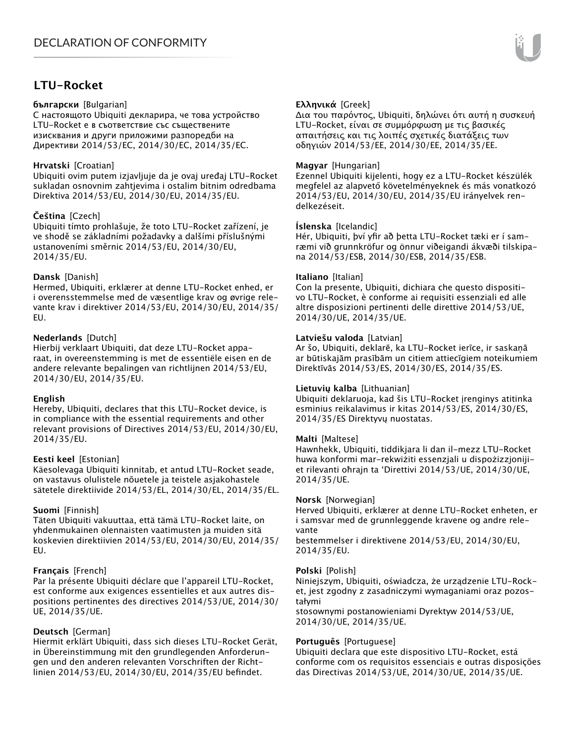# LTU-Rocket

**български** [Bulgarian]
С настоящото Ubiquiti декларира, че това устройство LTU-Rocket е в съответствие със съществените изисквания и други приложими разпоредби на Директиви 2014/53/ЕС, 2014/30/ЕС, 2014/35/ЕС.

**Hrvatski** [Croatian]
Ubiquiti ovim putem izjavljuje da je ovaj uređaj LTU-Rocket sukladan osnovnim zahtjevima i ostalim bitnim odredbama Direktiva 2014/53/EU, 2014/30/EU, 2014/35/EU.

**Čeština** [Czech]
Ubiquiti tímto prohlašuje, že toto LTU-Rocket zařízení, je ve shodě se základními požadavky a dalšími příslušnými ustanoveními směrnic 2014/53/EU, 2014/30/EU, 2014/35/EU.

**Dansk** [Danish]
Hermed, Ubiquiti, erklærer at denne LTU-Rocket enhed, er i overensstemmelse med de væsentlige krav og øvrige relevante krav i direktiver 2014/53/EU, 2014/30/EU, 2014/35/EU.

**Nederlands** [Dutch]
Hierbij verklaart Ubiquiti, dat deze LTU-Rocket apparaat, in overeenstemming is met de essentiële eisen en de andere relevante bepalingen van richtlijnen 2014/53/EU, 2014/30/EU, 2014/35/EU.

**English**
Hereby, Ubiquiti, declares that this LTU-Rocket device, is in compliance with the essential requirements and other relevant provisions of Directives 2014/53/EU, 2014/30/EU, 2014/35/EU.

**Eesti keel** [Estonian]
Käesolevaga Ubiquiti kinnitab, et antud LTU-Rocket seade, on vastavus olulistele nõuetele ja teistele asjakohastele sätetele direktiivide 2014/53/EL, 2014/30/EL, 2014/35/EL.

**Suomi** [Finnish]
Täten Ubiquiti vakuuttaa, että tämä LTU-Rocket laite, on yhdenmukainen olennaisten vaatimusten ja muiden sitä koskevien direktiivien 2014/53/EU, 2014/30/EU, 2014/35/EU.

**Français** [French]
Par la présente Ubiquiti déclare que l'appareil LTU-Rocket, est conforme aux exigences essentielles et aux autres dispositions pertinentes des directives 2014/53/UE, 2014/30/UE, 2014/35/UE.

**Deutsch** [German]
Hiermit erklärt Ubiquiti, dass sich dieses LTU-Rocket Gerät, in Übereinstimmung mit den grundlegenden Anforderungen und den anderen relevanten Vorschriften der Richtlinien 2014/53/EU, 2014/30/EU, 2014/35/EU befindet.

**Ελληνικά** [Greek]
Δια του παρόντος, Ubiquiti, δηλώνει ότι αυτή η συσκευή LTU-Rocket, είναι σε συμμόρφωση με τις βασικές απαιτήσεις και τις λοιπές σχετικές διατάξεις των οδηγιών 2014/53/EE, 2014/30/EE, 2014/35/EE.

**Magyar** [Hungarian]
Ezennel Ubiquiti kijelenti, hogy ez a LTU-Rocket készülék megfelel az alapvető követelményeknek és más vonatkozó 2014/53/EU, 2014/30/EU, 2014/35/EU irányelvek rendelkezéseit.

**Íslenska** [Icelandic]
Hér, Ubiquiti, því yfir að þetta LTU-Rocket tæki er í samræmi við grunnkröfur og önnur viðeigandi ákvæði tilskipana 2014/53/ESB, 2014/30/ESB, 2014/35/ESB.

**Italiano** [Italian]
Con la presente, Ubiquiti, dichiara che questo dispositivo LTU-Rocket, è conforme ai requisiti essenziali ed alle altre disposizioni pertinenti delle direttive 2014/53/UE, 2014/30/UE, 2014/35/UE.

**Latviešu valoda** [Latvian]
Ar šo, Ubiquiti, deklarē, ka LTU-Rocket ierīce, ir saskaņā ar būtiskajām prasībām un citiem attiecīgiem noteikumiem Direktīvās 2014/53/ES, 2014/30/ES, 2014/35/ES.

**Lietuvių kalba** [Lithuanian]
Ubiquiti deklaruoja, kad šis LTU-Rocket įrenginys atitinka esminius reikalavimus ir kitas 2014/53/ES, 2014/30/ES, 2014/35/ES Direktyvų nuostatas.

**Malti** [Maltese]
Hawnhekk, Ubiquiti, tiddikjara li dan il-mezz LTU-Rocket huwa konformi mar-rekwiżiti essenzjali u dispożizzjonijiet rilevanti oħrajn ta 'Direttivi 2014/53/UE, 2014/30/UE, 2014/35/UE.

**Norsk** [Norwegian]
Herved Ubiquiti, erklærer at denne LTU-Rocket enheten, er i samsvar med de grunnleggende kravene og andre relevante bestemmelser i direktivene 2014/53/EU, 2014/30/EU, 2014/35/EU.

**Polski** [Polish]
Niniejszym, Ubiquiti, oświadcza, że urządzenie LTU-Rocket, jest zgodny z zasadniczymi wymaganiami oraz pozostałymi stosownymi postanowieniami Dyrektyw 2014/53/UE, 2014/30/UE, 2014/35/UE.

**Português** [Portuguese]
Ubiquiti declara que este dispositivo LTU-Rocket, está conforme com os requisitos essenciais e outras disposições das Directivas 2014/53/UE, 2014/30/UE, 2014/35/UE.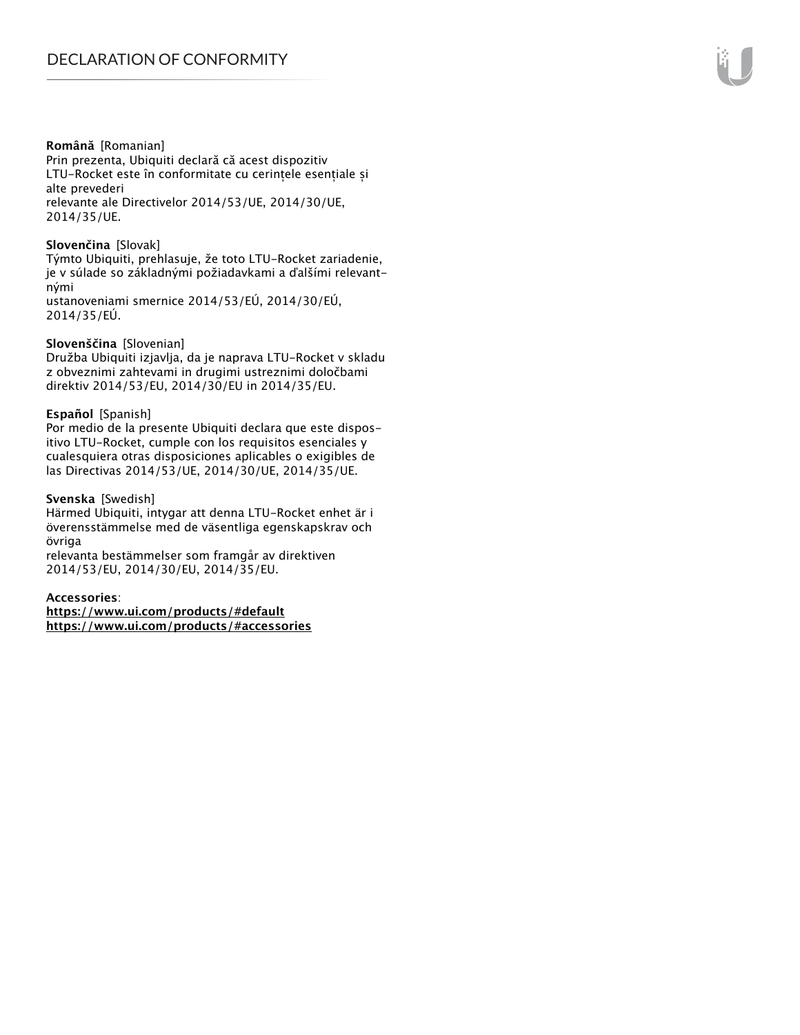**Română** [Romanian]
Prin prezenta, Ubiquiti declară că acest dispozitiv LTU-Rocket este în conformitate cu cerințele esențiale și alte prevederi relevante ale Directivelor 2014/53/UE, 2014/30/UE, 2014/35/UE.

**Slovenčina** [Slovak]
Týmto Ubiquiti, prehlasuje, že toto LTU-Rocket zariadenie, je v súlade so základnými požiadavkami a ďalšími relevantnými ustanoveniami smernice 2014/53/EÚ, 2014/30/EÚ, 2014/35/EÚ.

**Slovenščina** [Slovenian]
Družba Ubiquiti izjavlja, da je naprava LTU-Rocket v skladu z obveznimi zahtevami in drugimi ustreznimi določbami direktiv 2014/53/EU, 2014/30/EU in 2014/35/EU.

**Español** [Spanish]
Por medio de la presente Ubiquiti declara que este dispositivo LTU-Rocket, cumple con los requisitos esenciales y cualesquiera otras disposiciones aplicables o exigibles de las Directivas 2014/53/UE, 2014/30/UE, 2014/35/UE.

**Svenska** [Swedish]
Härmed Ubiquiti, intygar att denna LTU-Rocket enhet är i överensstämmelse med de väsentliga egenskapskrav och övriga relevanta bestämmelser som framgår av direktiven 2014/53/EU, 2014/30/EU, 2014/35/EU.

**Accessories**:
**https://www.ui.com/products/#default**
**https://www.ui.com/products/#accessories**